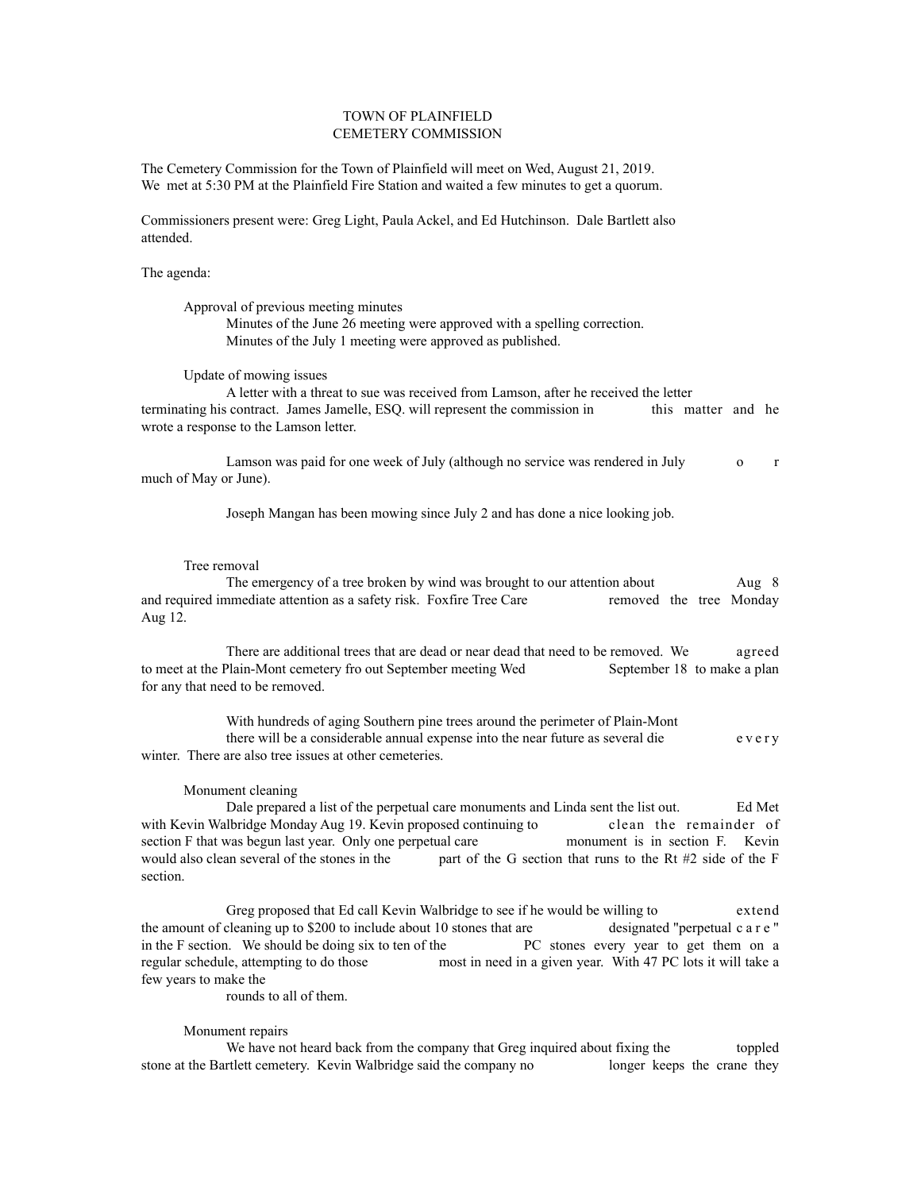TOWN OF PLAINFIELD
CEMETERY COMMISSION

The Cemetery Commission for the Town of Plainfield will meet on Wed, August 21, 2019. We met at 5:30 PM at the Plainfield Fire Station and waited a few minutes to get a quorum.

Commissioners present were: Greg Light, Paula Ackel, and Ed Hutchinson. Dale Bartlett also attended.

The agenda:

Approval of previous meeting minutes

Minutes of the June 26 meeting were approved with a spelling correction.
Minutes of the July 1 meeting were approved as published.

Update of mowing issues

A letter with a threat to sue was received from Lamson, after he received the letter terminating his contract. James Jamelle, ESQ. will represent the commission in this matter and he wrote a response to the Lamson letter.

Lamson was paid for one week of July (although no service was rendered in July or much of May or June).

Joseph Mangan has been mowing since July 2 and has done a nice looking job.

Tree removal

The emergency of a tree broken by wind was brought to our attention about Aug 8 and required immediate attention as a safety risk. Foxfire Tree Care removed the tree Monday Aug 12.

There are additional trees that are dead or near dead that need to be removed. We agreed to meet at the Plain-Mont cemetery fro out September meeting Wed September 18 to make a plan for any that need to be removed.

With hundreds of aging Southern pine trees around the perimeter of Plain-Mont there will be a considerable annual expense into the near future as several die every winter. There are also tree issues at other cemeteries.

Monument cleaning

Dale prepared a list of the perpetual care monuments and Linda sent the list out. Ed Met with Kevin Walbridge Monday Aug 19. Kevin proposed continuing to clean the remainder of section F that was begun last year. Only one perpetual care monument is in section F. Kevin would also clean several of the stones in the part of the G section that runs to the Rt #2 side of the F section.

Greg proposed that Ed call Kevin Walbridge to see if he would be willing to extend the amount of cleaning up to $200 to include about 10 stones that are designated "perpetual care" in the F section. We should be doing six to ten of the PC stones every year to get them on a regular schedule, attempting to do those most in need in a given year. With 47 PC lots it will take a few years to make the rounds to all of them.

Monument repairs

We have not heard back from the company that Greg inquired about fixing the toppled stone at the Bartlett cemetery. Kevin Walbridge said the company no longer keeps the crane they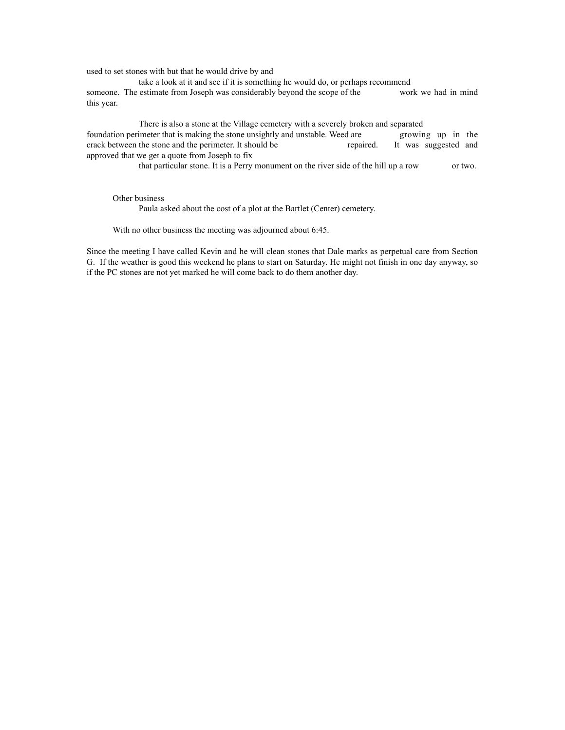used to set stones with but that he would drive by and take a look at it and see if it is something he would do, or perhaps recommend someone. The estimate from Joseph was considerably beyond the scope of the work we had in mind this year.

There is also a stone at the Village cemetery with a severely broken and separated foundation perimeter that is making the stone unsightly and unstable. Weed are growing up in the crack between the stone and the perimeter. It should be repaired. It was suggested and approved that we get a quote from Joseph to fix that particular stone. It is a Perry monument on the river side of the hill up a row or two.

Other business

Paula asked about the cost of a plot at the Bartlet (Center) cemetery.

With no other business the meeting was adjourned about 6:45.

Since the meeting I have called Kevin and he will clean stones that Dale marks as perpetual care from Section G. If the weather is good this weekend he plans to start on Saturday. He might not finish in one day anyway, so if the PC stones are not yet marked he will come back to do them another day.